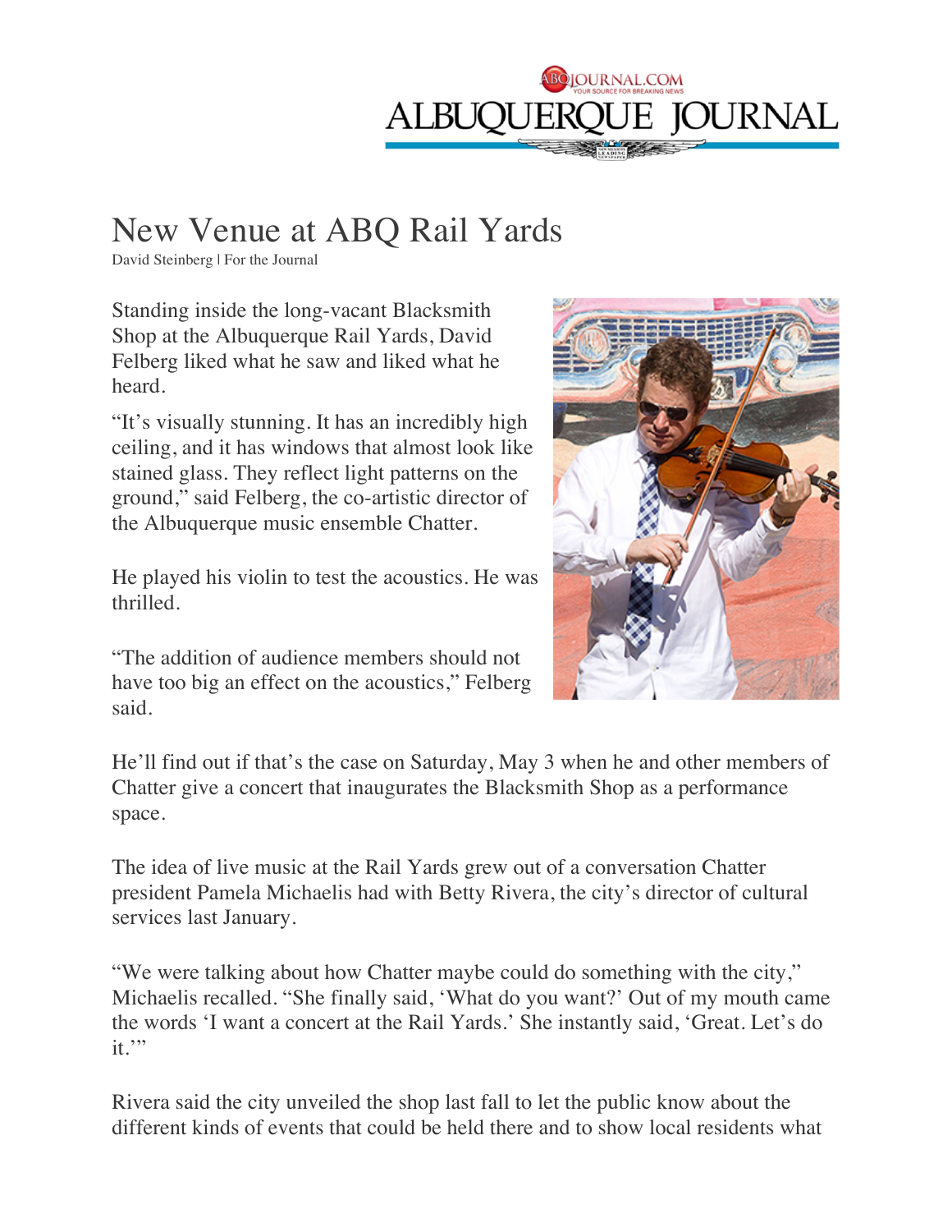# New Venue at ABQ Rail Yards

David Steinberg | For the Journal

Standing inside the long-vacant Blacksmith Shop at the Albuquerque Rail Yards, David Felberg liked what he saw and liked what he heard.

"It's visually stunning. It has an incredibly high ceiling, and it has windows that almost look like stained glass. They reflect light patterns on the ground," said Felberg, the co-artistic director of the Albuquerque music ensemble Chatter.

He played his violin to test the acoustics. He was thrilled.

"The addition of audience members should not have too big an effect on the acoustics," Felberg said.

He'll find out if that's the case on Saturday, May 3 when he and other members of Chatter give a concert that inaugurates the Blacksmith Shop as a performance space.

The idea of live music at the Rail Yards grew out of a conversation Chatter president Pamela Michaelis had with Betty Rivera, the city's director of cultural services last January.

"We were talking about how Chatter maybe could do something with the city," Michaelis recalled. "She finally said, 'What do you want?' Out of my mouth came the words 'I want a concert at the Rail Yards.' She instantly said, 'Great. Let's do it.'"

Rivera said the city unveiled the shop last fall to let the public know about the different kinds of events that could be held there and to show local residents what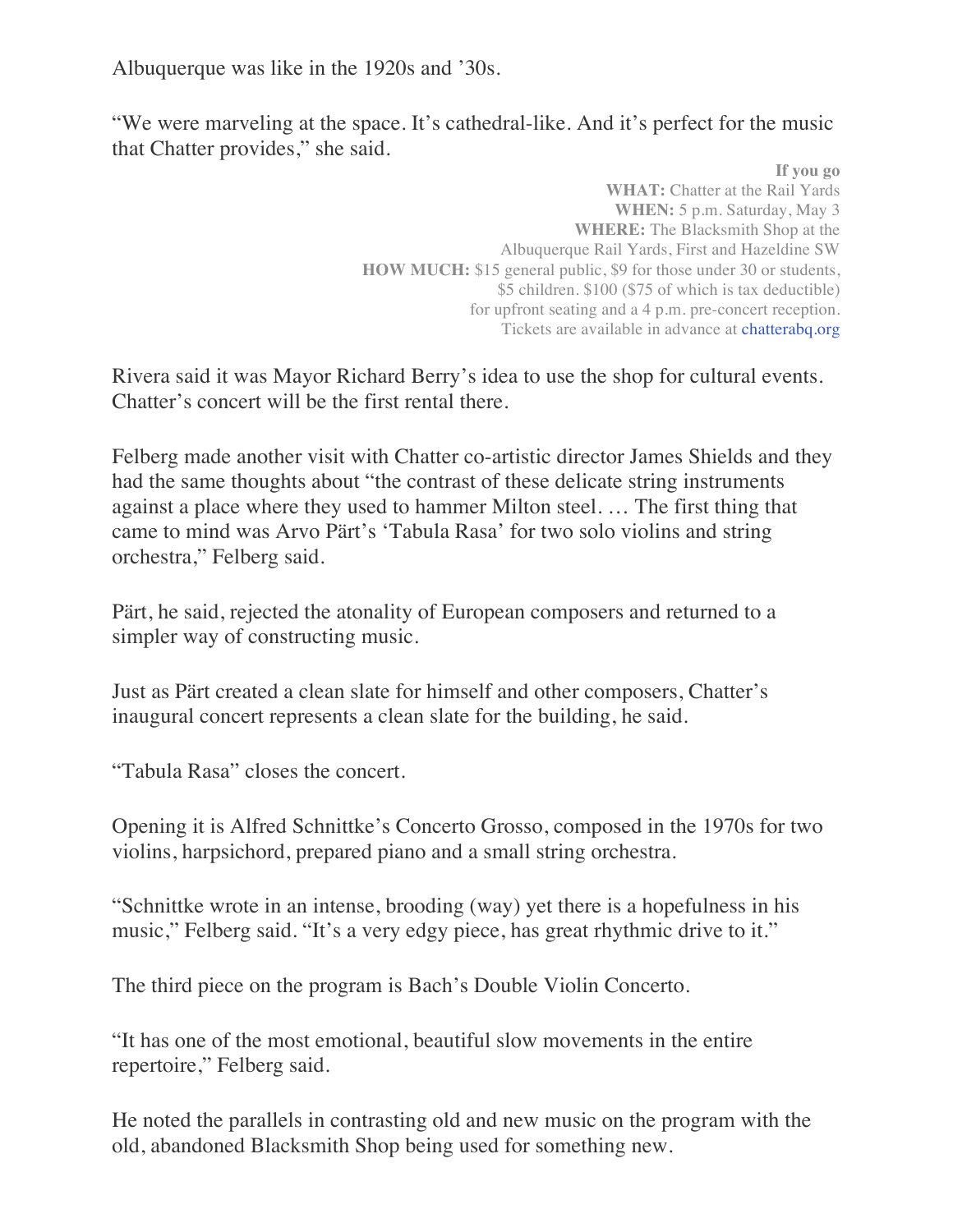Albuquerque was like in the 1920s and ’30s.

“We were marveling at the space. It’s cathedral-like. And it’s perfect for the music that Chatter provides,” she said.

**If you go**
**WHAT:** Chatter at the Rail Yards
**WHEN:** 5 p.m. Saturday, May 3
**WHERE:** The Blacksmith Shop at the Albuquerque Rail Yards, First and Hazeldine SW
**HOW MUCH:** $15 general public, $9 for those under 30 or students, $5 children. $100 ($75 of which is tax deductible) for upfront seating and a 4 p.m. pre-concert reception. Tickets are available in advance at chatterabq.org

Rivera said it was Mayor Richard Berry’s idea to use the shop for cultural events. Chatter’s concert will be the first rental there.

Felberg made another visit with Chatter co-artistic director James Shields and they had the same thoughts about “the contrast of these delicate string instruments against a place where they used to hammer Milton steel. … The first thing that came to mind was Arvo Pärt’s ‘Tabula Rasa’ for two solo violins and string orchestra,” Felberg said.

Pärt, he said, rejected the atonality of European composers and returned to a simpler way of constructing music.

Just as Pärt created a clean slate for himself and other composers, Chatter’s inaugural concert represents a clean slate for the building, he said.

“Tabula Rasa” closes the concert.

Opening it is Alfred Schnittke’s Concerto Grosso, composed in the 1970s for two violins, harpsichord, prepared piano and a small string orchestra.

“Schnittke wrote in an intense, brooding (way) yet there is a hopefulness in his music,” Felberg said. “It’s a very edgy piece, has great rhythmic drive to it.”

The third piece on the program is Bach’s Double Violin Concerto.

“It has one of the most emotional, beautiful slow movements in the entire repertoire,” Felberg said.

He noted the parallels in contrasting old and new music on the program with the old, abandoned Blacksmith Shop being used for something new.